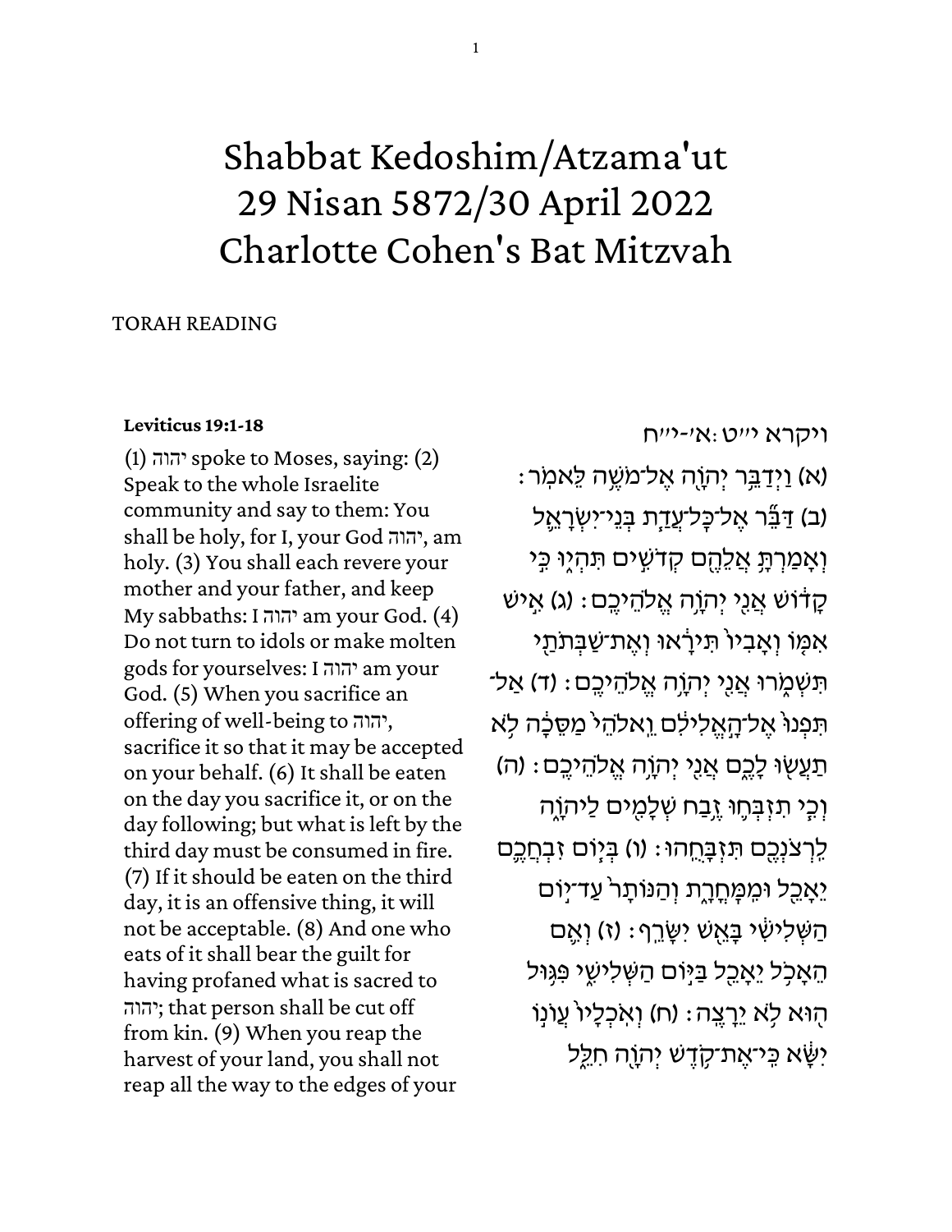# Shabbat Kedoshim/Atzama'ut
# 29 Nisan 5872/30 April 2022
# Charlotte Cohen's Bat Mitzvah

TORAH READING

**Leviticus 19:1-18**

(1) יהוה spoke to Moses, saying: (2) Speak to the whole Israelite community and say to them: You shall be holy, for I, your God יהוה, am holy. (3) You shall each revere your mother and your father, and keep My sabbaths: I יהוה am your God. (4) Do not turn to idols or make molten gods for yourselves: I יהוה am your God. (5) When you sacrifice an offering of well-being to יהוה, sacrifice it so that it may be accepted on your behalf. (6) It shall be eaten on the day you sacrifice it, or on the day following; but what is left by the third day must be consumed in fire. (7) If it should be eaten on the third day, it is an offensive thing, it will not be acceptable. (8) And one who eats of it shall bear the guilt for having profaned what is sacred to יהוה; that person shall be cut off from kin. (9) When you reap the harvest of your land, you shall not reap all the way to the edges of your

ויקרא י״ט:א׳-י״ח

(א) וַיְדַבֵּ֥ר יְהֹוָ֖ה אֶל־מֹשֶׁ֥ה לֵּאמֹֽר׃ (ב) דַּבֵּ֞ר אֶל־כׇּל־עֲדַ֧ת בְּנֵי־יִשְׂרָאֵ֛ל וְאָמַרְתָּ֥ אֲלֵהֶ֖ם קְדֹשִׁ֣ים תִּהְי֑וּ כִּ֣י קָד֔וֹשׁ אֲנִ֖י יְהֹוָ֥ה אֱלֹהֵיכֶֽם׃ (ג) אִ֣ישׁ אִמּ֤וֹ וְאָבִיו֙ תִּירָ֔אוּ וְאֶת־שַׁבְּתֹתַ֖י תִּשְׁמֹ֑רוּ אֲנִ֖י יְהֹוָ֥ה אֱלֹהֵיכֶֽם׃ (ד) אַל־תִּפְנוּ֙ אֶל־הָ֣אֱלִילִ֔ם וֵאלֹהֵי֙ מַסֵּכָ֔ה לֹ֥א תַעֲשׂ֖וּ לָכֶ֑ם אֲנִ֖י יְהֹוָ֥ה אֱלֹהֵיכֶֽם׃ (ה) וְכִ֧י תִזְבְּח֛וּ זֶ֥בַח שְׁלָמִ֖ים לַיהֹוָ֑ה לִֽרְצֹנְכֶ֖ם תִּזְבָּחֻֽהוּ׃ (ו) בְּי֧וֹם זִבְחֲכֶ֛ם יֵאָכֵ֖ל וּמִֽמׇּחֳרָ֑ת וְהַנּוֹתָר֙ עַד־י֣וֹם הַשְּׁלִישִׁ֔י בָּאֵ֖שׁ יִשָּׂרֵֽף׃ (ז) וְאִ֛ם הֵאָכֹ֥ל יֵאָכֵ֖ל בַּיּ֣וֹם הַשְּׁלִישִׁ֑י פִּגּ֥וּל ה֖וּא לֹ֥א יֵרָצֶֽה׃ (ח) וְאֹֽכְלָיו֙ עֲוֺנ֣וֹ יִשָּׂ֔א כִּֽי־אֶת־קֹ֥דֶשׁ יְהֹוָ֖ה חִלֵּ֑ל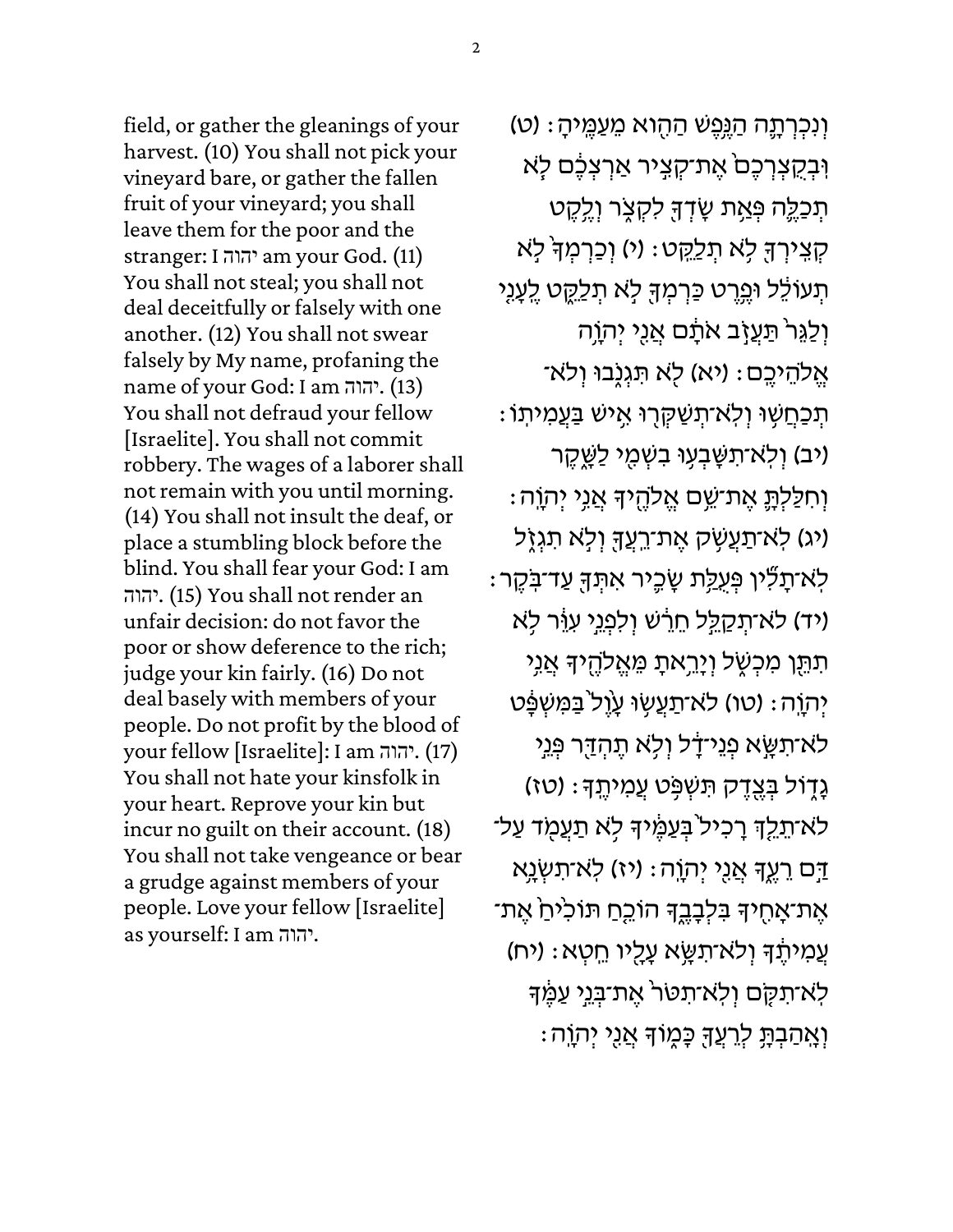field, or gather the gleanings of your harvest. (10) You shall not pick your vineyard bare, or gather the fallen fruit of your vineyard; you shall leave them for the poor and the stranger: I יהוה am your God. (11) You shall not steal; you shall not deal deceitfully or falsely with one another. (12) You shall not swear falsely by My name, profaning the name of your God: I am יהוה. (13) You shall not defraud your fellow [Israelite]. You shall not commit robbery. The wages of a laborer shall not remain with you until morning. (14) You shall not insult the deaf, or place a stumbling block before the blind. You shall fear your God: I am יהוה. (15) You shall not render an unfair decision: do not favor the poor or show deference to the rich; judge your kin fairly. (16) Do not deal basely with members of your people. Do not profit by the blood of your fellow [Israelite]: I am יהוה. (17) You shall not hate your kinsfolk in your heart. Reprove your kin but incur no guilt on their account. (18) You shall not take vengeance or bear a grudge against members of your people. Love your fellow [Israelite] as yourself: I am יהוה.

וְנִכְרְתָ֛ה הַנֶּ֥פֶשׁ הַהִ֖וא מֵעַמֶּֽיהָ׃ (ט) וּֽבְקֻצְרְכֶם֙ אֶת־קְצִ֣יר אַרְצְכֶ֔ם לֹ֧א תְכַלֶּ֛ה פְּאַ֥ת שָׂדְךָ֖ לִקְצֹ֑ר וְלֶ֥קֶט קְצִֽירְךָ֖ לֹ֥א תְלַקֵּֽט׃ (י) וְכַרְמְךָ֙ לֹ֣א תְעוֹלֵ֔ל וּפֶ֥רֶט כַּרְמְךָ֖ לֹ֣א תְלַקֵּ֑ט לֶֽעָנִ֤י וְלַגֵּר֙ תַּעֲזֹ֣ב אֹתָ֔ם אֲנִ֖י יְהֹוָ֥ה אֱלֹהֵיכֶֽם׃ (יא) לֹ֖א תִּגְנֹ֑בוּ וְלֹא־תְכַחֲשׁ֥וּ וְלֹֽא־תְשַׁקְּר֖וּ אִ֥ישׁ בַּעֲמִיתֽוֹ׃ (יב) וְלֹֽא־תִשָּׁבְע֥וּ בִשְׁמִ֖י לַשָּׁ֑קֶר וְחִלַּלְתָּ֛ אֶת־שֵׁ֥ם אֱלֹהֶ֖יךָ אֲנִ֥י יְהֹוָֽה׃ (יג) לֹא־תַעֲשֹׁ֥ק אֶת־רֵֽעֲךָ֖ וְלֹ֣א תִגְזֹ֑ל לֹֽא־תָלִ֞ין פְּעֻלַּ֥ת שָׂכִ֛יר אִתְּךָ֖ עַד־בֹּֽקֶר׃ (יד) לֹא־תְקַלֵּ֣ל חֵרֵ֔שׁ וְלִפְנֵ֣י עִוֵּ֔ר לֹ֥א תִתֵּ֖ן מִכְשֹׁ֑ל וְיָרֵ֥אתָ מֵּאֱלֹהֶ֖יךָ אֲנִ֥י יְהֹוָֽה׃ (טו) לֹא־תַעֲשׂ֥וּ עָ֙וֶל֙ בַּמִּשְׁפָּ֔ט לֹא־תִשָּׂ֣א פְנֵי־דָ֔ל וְלֹ֥א תֶהְדַּ֖ר פְּנֵ֣י גָד֑וֹל בְּצֶ֖דֶק תִּשְׁפֹּ֥ט עֲמִיתֶֽךָ׃ (טז) לֹא־תֵלֵ֤ךְ רָכִיל֙ בְּעַמֶּ֔יךָ לֹ֥א תַעֲמֹ֖ד עַל־דַּ֣ם רֵעֶ֑ךָ אֲנִ֖י יְהֹוָֽה׃ (יז) לֹֽא־תִשְׂנָ֥א אֶת־אָחִ֖יךָ בִּלְבָבֶ֑ךָ הוֹכֵ֤חַ תּוֹכִ֙יחַ֙ אֶת־עֲמִיתֶ֔ךָ וְלֹא־תִשָּׂ֥א עָלָ֖יו חֵֽטְא׃ (יח) לֹֽא־תִקֹּ֤ם וְלֹֽא־תִטֹּר֙ אֶת־בְּנֵ֣י עַמֶּ֔ךָ וְאָֽהַבְתָּ֥ לְרֵעֲךָ֖ כָּמ֑וֹךָ אֲנִ֖י יְהֹוָֽה׃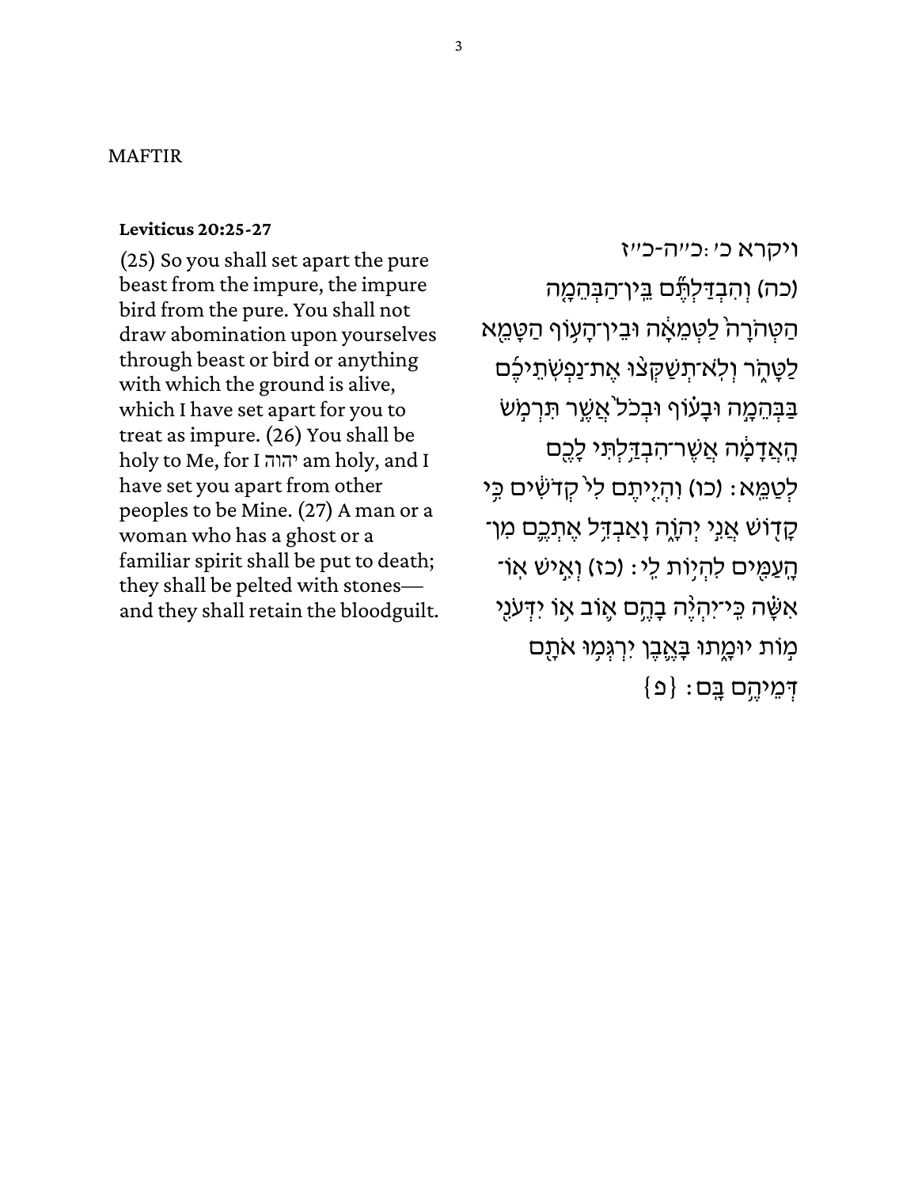MAFTIR

**Leviticus 20:25-27**

(25) So you shall set apart the pure beast from the impure, the impure bird from the pure. You shall not draw abomination upon yourselves through beast or bird or anything with which the ground is alive, which I have set apart for you to treat as impure. (26) You shall be holy to Me, for I יהוה am holy, and I have set you apart from other peoples to be Mine. (27) A man or a woman who has a ghost or a familiar spirit shall be put to death; they shall be pelted with stones—and they shall retain the bloodguilt.

ויקרא כ׳:כ״ה-כ״ז

(כה) וְהִבְדַּלְתֶּ֞ם בֵּֽין־הַבְּהֵמָ֤ה הַטְּהֹרָה֙ לַטְּמֵאָ֔ה וּבֵֽין־הָע֥וֹף הַטָּמֵ֖א לַטָּהֹ֑ר וְלֹֽא־תְשַׁקְּצ֨וּ אֶת־נַפְשֹׁתֵיכֶ֜ם בַּבְּהֵמָ֣ה וּבָע֗וֹף וּבְכֹל֙ אֲשֶׁ֣ר תִּרְמֹ֣שׂ הָֽאֲדָמָ֔ה אֲשֶׁר־הִבְדַּ֥לְתִּי לָכֶ֖ם לְטַמֵּֽא׃ (כו) וִהְיִ֤יתֶם לִי֙ קְדֹשִׁ֔ים כִּ֥י קָד֖וֹשׁ אֲנִ֣י יְהֹוָ֑ה וָאַבְדִּ֥ל אֶתְכֶ֛ם מִן־הָֽעַמִּ֖ים לִהְי֥וֹת לִֽי׃ (כז) וְאִ֣ישׁ אֽוֹ־אִשָּׁ֗ה כִּֽי־יִהְיֶ֨ה בָהֶ֥ם א֛וֹב א֥וֹ יִדְּעֹנִ֖י מ֣וֹת יוּמָ֑תוּ בָּאֶ֛בֶן יִרְגְּמ֥וּ אֹתָ֖ם דְּמֵיהֶ֥ם בָּֽם׃ {פ}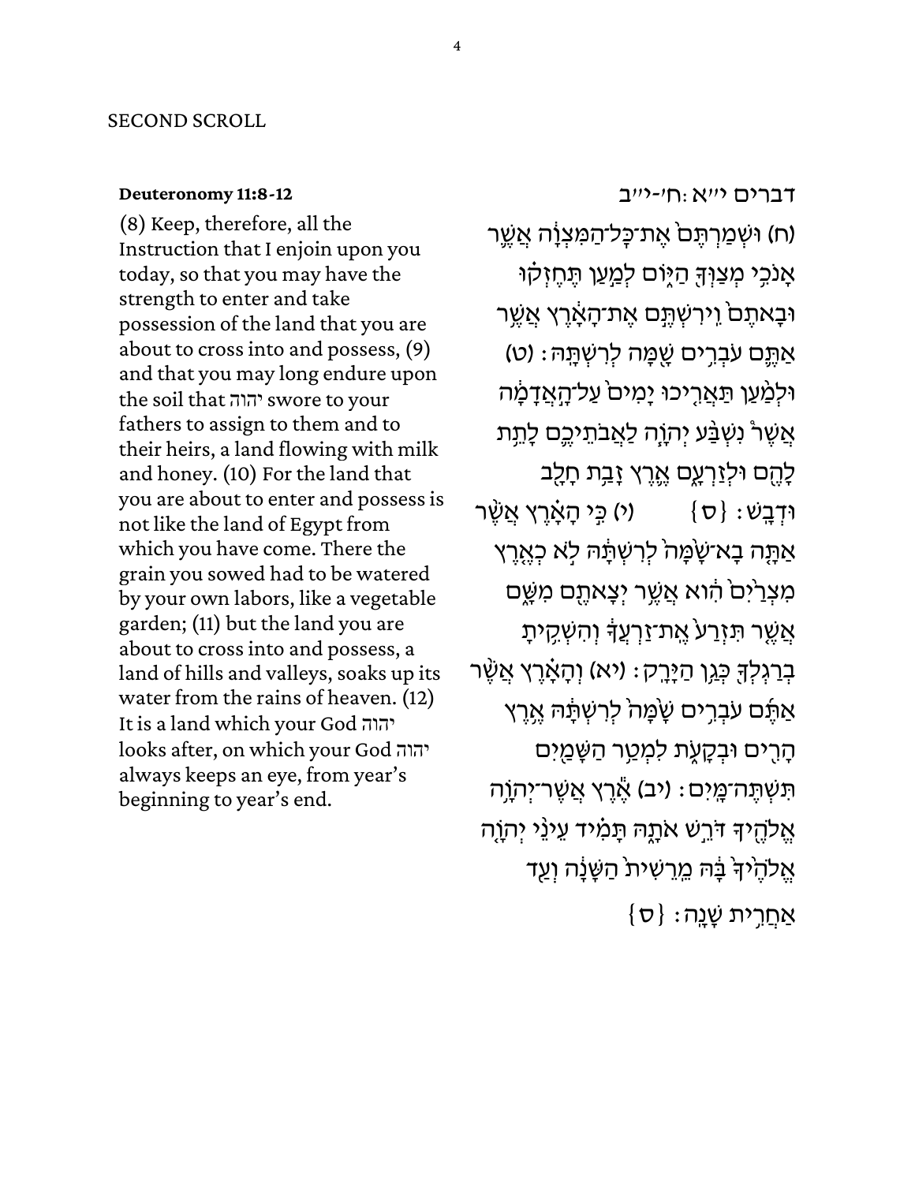SECOND SCROLL

**Deuteronomy 11:8-12**

(8) Keep, therefore, all the Instruction that I enjoin upon you today, so that you may have the strength to enter and take possession of the land that you are about to cross into and possess, (9) and that you may long endure upon the soil that יהוה swore to your fathers to assign to them and to their heirs, a land flowing with milk and honey. (10) For the land that you are about to enter and possess is not like the land of Egypt from which you have come. There the grain you sowed had to be watered by your own labors, like a vegetable garden; (11) but the land you are about to cross into and possess, a land of hills and valleys, soaks up its water from the rains of heaven. (12) It is a land which your God יהוה looks after, on which your God יהוה always keeps an eye, from year's beginning to year's end.

דברים י״א:ח׳-י״ב

(ח) וּשְׁמַרְתֶּם֙ אֶת־כׇּל־הַמִּצְוָ֔ה אֲשֶׁ֛ר אָנֹכִ֥י מְצַוְּךָ֖ הַיּ֑וֹם לְמַ֣עַן תֶּחֶזְק֗וּ וּבָאתֶם֙ וִֽירִשְׁתֶּ֣ם אֶת־הָאָ֔רֶץ אֲשֶׁ֥ר אַתֶּ֛ם עֹבְרִ֥ים שָׁ֖מָּה לְרִשְׁתָּֽהּ׃ (ט) וּלְמַ֙עַן֙ תַּאֲרִ֤יכוּ יָמִים֙ עַל־הָֽאֲדָמָ֔ה אֲשֶׁר֩ נִשְׁבַּ֨ע יְהֹוָ֧ה לַאֲבֹתֵיכֶ֛ם לָתֵ֥ת לָהֶ֖ם וּלְזַרְעָ֑ם אֶ֛רֶץ זָבַ֥ת חָלָ֖ב וּדְבָֽשׁ׃ {ס} (י) כִּ֣י הָאָ֗רֶץ אֲשֶׁ֨ר אַתָּ֤ה בָא־שָׁ֙מָּה֙ לְרִשְׁתָּ֔הּ לֹ֣א כְאֶ֤רֶץ מִצְרַ֙יִם֙ הִ֔וא אֲשֶׁ֥ר יְצָאתֶ֖ם מִשָּׁ֑ם אֲשֶׁ֤ר תִּזְרַע֙ אֶֽת־זַרְעֲךָ֔ וְהִשְׁקִ֥יתָ בְרַגְלְךָ֖ כְּגַ֥ן הַיָּרָֽק׃ (יא) וְהָאָ֗רֶץ אֲשֶׁ֨ר אַתֶּ֜ם עֹבְרִ֥ים שָׁ֙מָּה֙ לְרִשְׁתָּ֔הּ אֶ֥רֶץ הָרִ֖ים וּבְקָעֹ֑ת לִמְטַ֥ר הַשָּׁמַ֖יִם תִּשְׁתֶּה־מָּֽיִם׃ (יב) אֶ֕רֶץ אֲשֶׁר־יְהֹוָ֥ה אֱלֹהֶ֖יךָ דֹּרֵ֣שׁ אֹתָ֑הּ תָּמִ֗יד עֵינֵ֨י יְהֹוָ֤ה אֱלֹהֶ֙יךָ֙ בָּ֔הּ מֵֽרֵשִׁית֙ הַשָּׁנָ֔ה וְעַ֖ד אַחֲרִ֥ית שָׁנָֽה׃ {ס}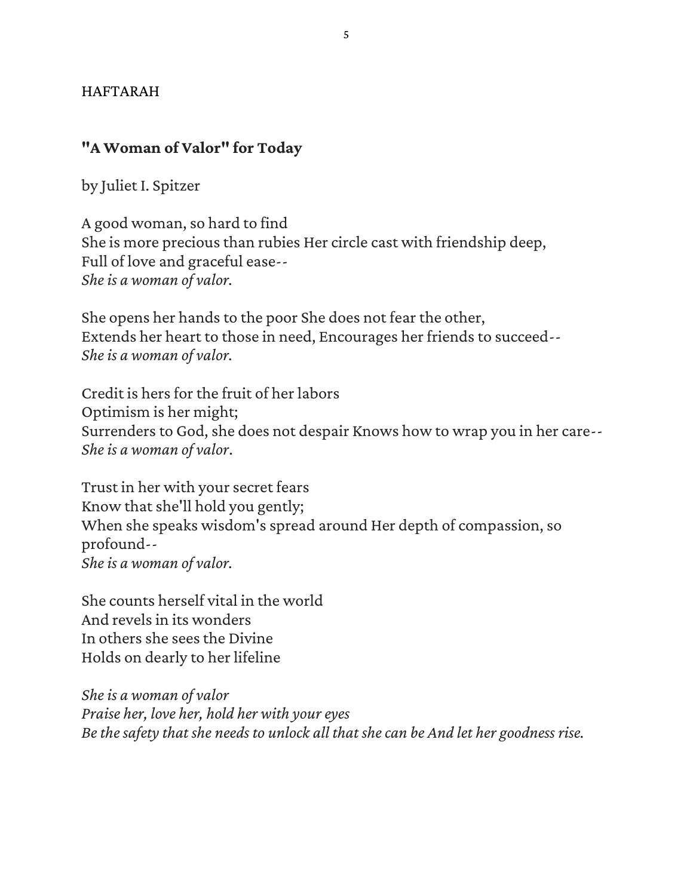HAFTARAH

## **"A Woman of Valor" for Today**

by Juliet I. Spitzer

A good woman, so hard to find
She is more precious than rubies Her circle cast with friendship deep,
Full of love and graceful ease--
*She is a woman of valor.*

She opens her hands to the poor She does not fear the other,
Extends her heart to those in need, Encourages her friends to succeed--
*She is a woman of valor.*

Credit is hers for the fruit of her labors
Optimism is her might;
Surrenders to God, she does not despair Knows how to wrap you in her care--
*She is a woman of valor*.

Trust in her with your secret fears
Know that she'll hold you gently;
When she speaks wisdom's spread around Her depth of compassion, so profound--
*She is a woman of valor.*

She counts herself vital in the world
And revels in its wonders
In others she sees the Divine
Holds on dearly to her lifeline

*She is a woman of valor*
*Praise her, love her, hold her with your eyes*
*Be the safety that she needs to unlock all that she can be And let her goodness rise.*